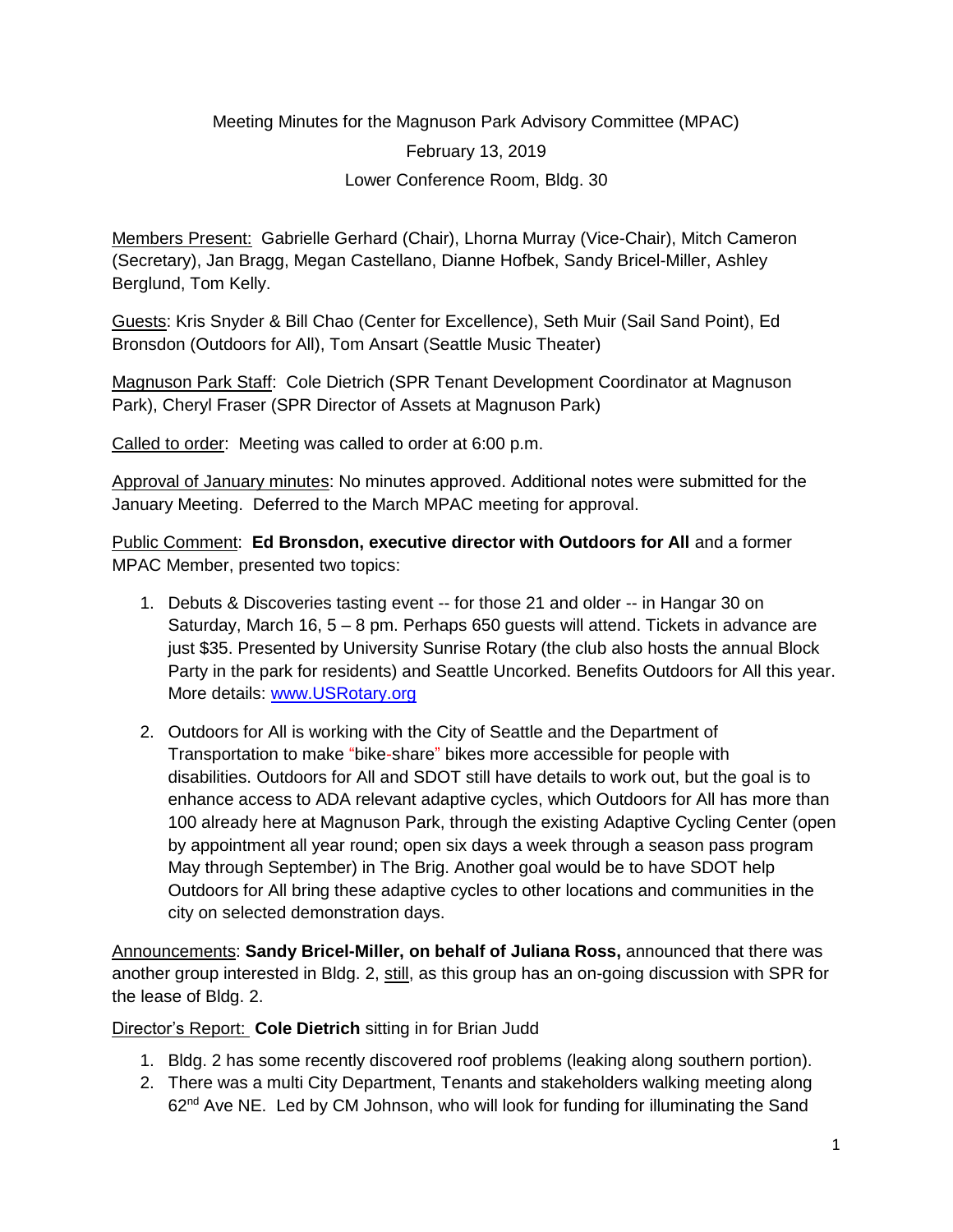Meeting Minutes for the Magnuson Park Advisory Committee (MPAC)

February 13, 2019

Lower Conference Room, Bldg. 30

Members Present: Gabrielle Gerhard (Chair), Lhorna Murray (Vice-Chair), Mitch Cameron (Secretary), Jan Bragg, Megan Castellano, Dianne Hofbek, Sandy Bricel-Miller, Ashley Berglund, Tom Kelly.

Guests: Kris Snyder & Bill Chao (Center for Excellence), Seth Muir (Sail Sand Point), Ed Bronsdon (Outdoors for All), Tom Ansart (Seattle Music Theater)

Magnuson Park Staff: Cole Dietrich (SPR Tenant Development Coordinator at Magnuson Park), Cheryl Fraser (SPR Director of Assets at Magnuson Park)

Called to order: Meeting was called to order at 6:00 p.m.

Approval of January minutes: No minutes approved. Additional notes were submitted for the January Meeting. Deferred to the March MPAC meeting for approval.

Public Comment: **Ed Bronsdon, executive director with Outdoors for All** and a former MPAC Member, presented two topics:

1. Debuts & Discoveries tasting event -- for those 21 and older -- in Hangar 30 on Saturday, March 16, 5 – 8 pm. Perhaps 650 guests will attend. Tickets in advance are just $35. Presented by University Sunrise Rotary (the club also hosts the annual Block Party in the park for residents) and Seattle Uncorked. Benefits Outdoors for All this year. More details: www.USRotary.org
2. Outdoors for All is working with the City of Seattle and the Department of Transportation to make "bike-share" bikes more accessible for people with disabilities. Outdoors for All and SDOT still have details to work out, but the goal is to enhance access to ADA relevant adaptive cycles, which Outdoors for All has more than 100 already here at Magnuson Park, through the existing Adaptive Cycling Center (open by appointment all year round; open six days a week through a season pass program May through September) in The Brig. Another goal would be to have SDOT help Outdoors for All bring these adaptive cycles to other locations and communities in the city on selected demonstration days.

Announcements: **Sandy Bricel-Miller, on behalf of Juliana Ross,** announced that there was another group interested in Bldg. 2, still, as this group has an on-going discussion with SPR for the lease of Bldg. 2.

Director's Report: **Cole Dietrich** sitting in for Brian Judd

1. Bldg. 2 has some recently discovered roof problems (leaking along southern portion).
2. There was a multi City Department, Tenants and stakeholders walking meeting along 62nd Ave NE. Led by CM Johnson, who will look for funding for illuminating the Sand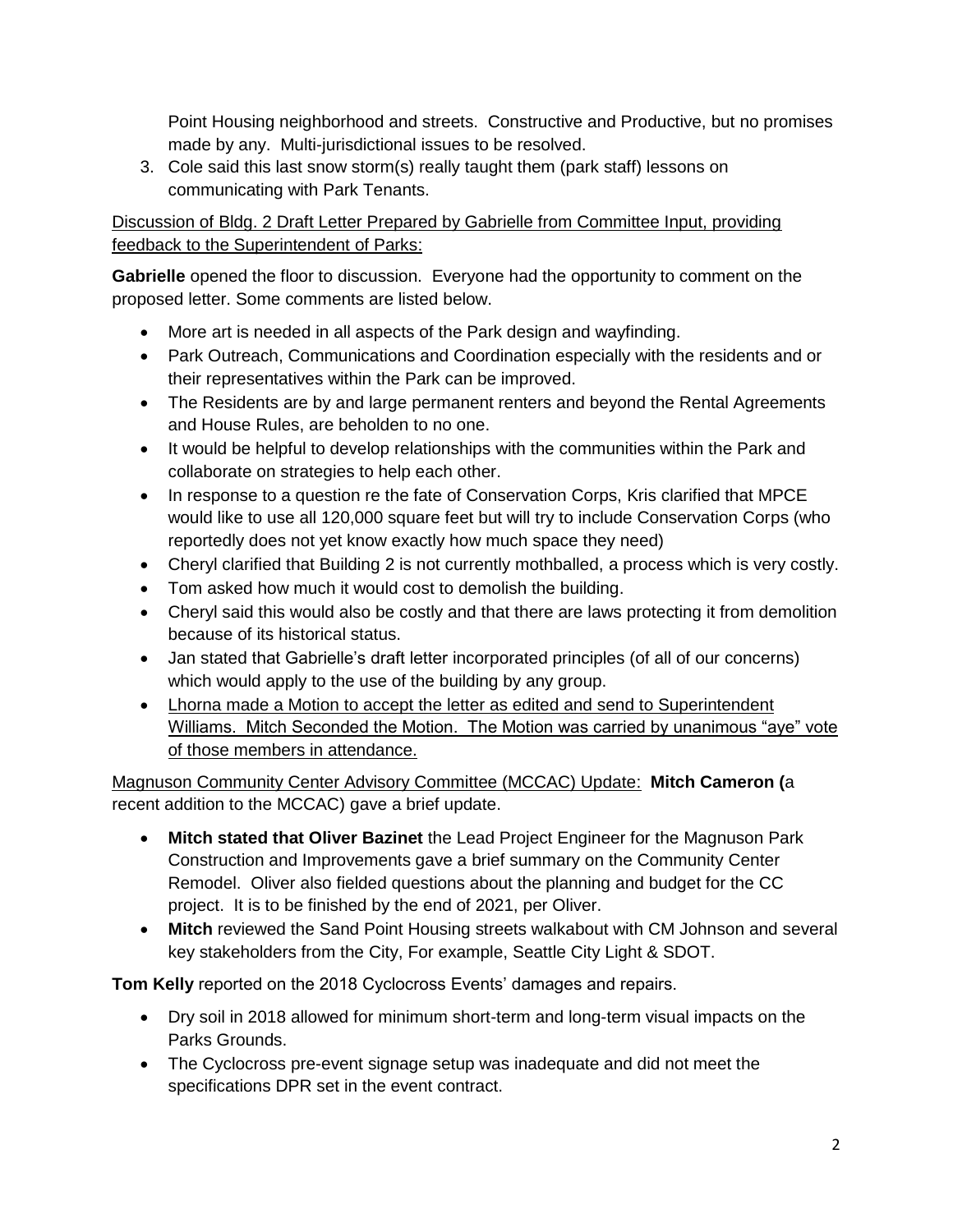Point Housing neighborhood and streets. Constructive and Productive, but no promises made by any. Multi-jurisdictional issues to be resolved.

3. Cole said this last snow storm(s) really taught them (park staff) lessons on communicating with Park Tenants.

<u>Discussion of Bldg. 2 Draft Letter Prepared by Gabrielle from Committee Input, providing feedback to the Superintendent of Parks:</u>

**Gabrielle** opened the floor to discussion. Everyone had the opportunity to comment on the proposed letter. Some comments are listed below.

- More art is needed in all aspects of the Park design and wayfinding.
- Park Outreach, Communications and Coordination especially with the residents and or their representatives within the Park can be improved.
- The Residents are by and large permanent renters and beyond the Rental Agreements and House Rules, are beholden to no one.
- It would be helpful to develop relationships with the communities within the Park and collaborate on strategies to help each other.
- In response to a question re the fate of Conservation Corps, Kris clarified that MPCE would like to use all 120,000 square feet but will try to include Conservation Corps (who reportedly does not yet know exactly how much space they need)
- Cheryl clarified that Building 2 is not currently mothballed, a process which is very costly.
- Tom asked how much it would cost to demolish the building.
- Cheryl said this would also be costly and that there are laws protecting it from demolition because of its historical status.
- Jan stated that Gabrielle's draft letter incorporated principles (of all of our concerns) which would apply to the use of the building by any group.
- <u>Lhorna made a Motion to accept the letter as edited and send to Superintendent Williams. Mitch Seconded the Motion. The Motion was carried by unanimous "aye" vote of those members in attendance.</u>

<u>Magnuson Community Center Advisory Committee (MCCAC) Update:</u> **Mitch Cameron (**a recent addition to the MCCAC) gave a brief update.

- **Mitch stated that Oliver Bazinet** the Lead Project Engineer for the Magnuson Park Construction and Improvements gave a brief summary on the Community Center Remodel. Oliver also fielded questions about the planning and budget for the CC project. It is to be finished by the end of 2021, per Oliver.
- **Mitch** reviewed the Sand Point Housing streets walkabout with CM Johnson and several key stakeholders from the City, For example, Seattle City Light & SDOT.

**Tom Kelly** reported on the 2018 Cyclocross Events' damages and repairs.

- Dry soil in 2018 allowed for minimum short-term and long-term visual impacts on the Parks Grounds.
- The Cyclocross pre-event signage setup was inadequate and did not meet the specifications DPR set in the event contract.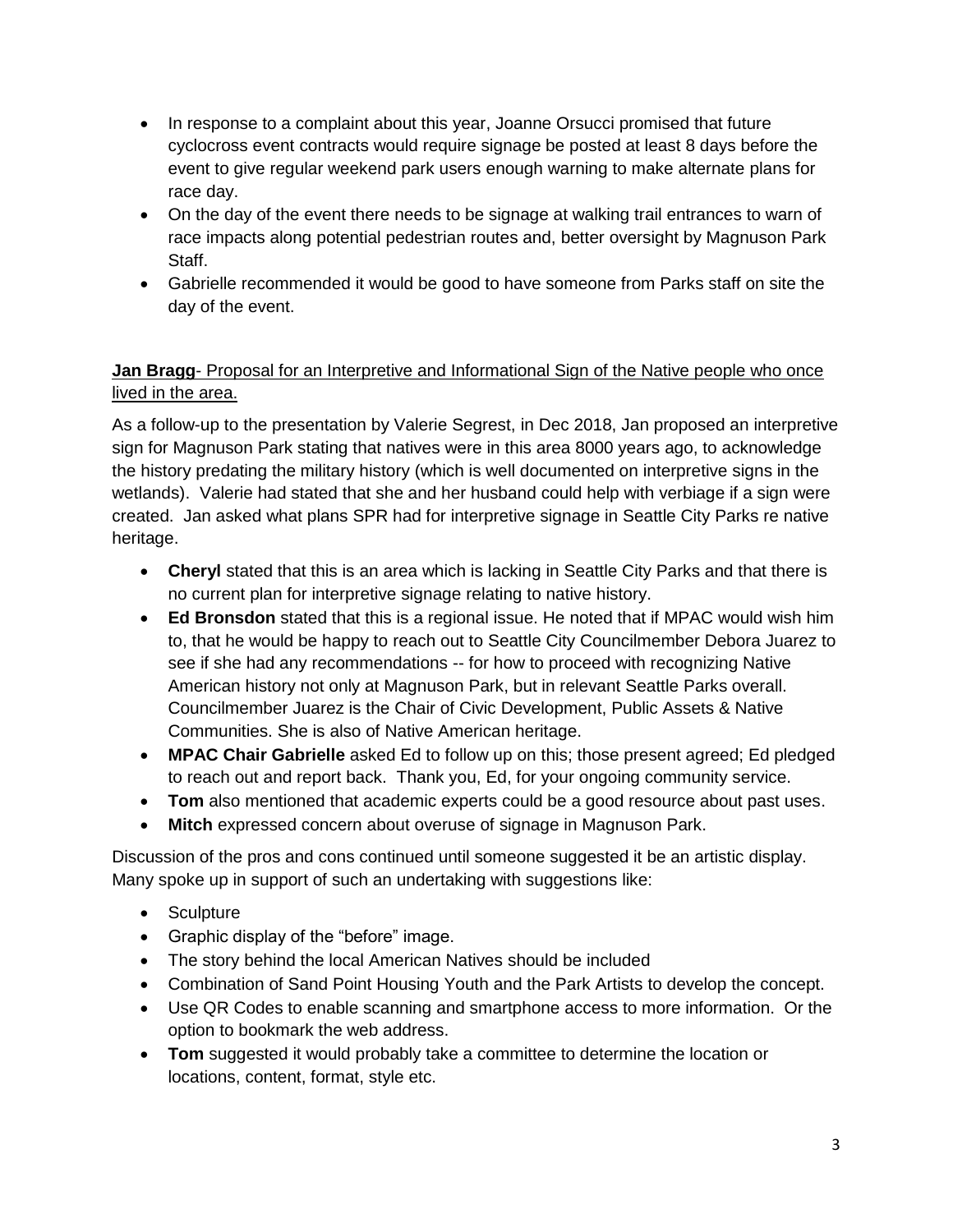- In response to a complaint about this year, Joanne Orsucci promised that future cyclocross event contracts would require signage be posted at least 8 days before the event to give regular weekend park users enough warning to make alternate plans for race day.
- On the day of the event there needs to be signage at walking trail entrances to warn of race impacts along potential pedestrian routes and, better oversight by Magnuson Park Staff.
- Gabrielle recommended it would be good to have someone from Parks staff on site the day of the event.

**Jan Bragg**- Proposal for an Interpretive and Informational Sign of the Native people who once lived in the area.

As a follow-up to the presentation by Valerie Segrest, in Dec 2018, Jan proposed an interpretive sign for Magnuson Park stating that natives were in this area 8000 years ago, to acknowledge the history predating the military history (which is well documented on interpretive signs in the wetlands). Valerie had stated that she and her husband could help with verbiage if a sign were created. Jan asked what plans SPR had for interpretive signage in Seattle City Parks re native heritage.

- **Cheryl** stated that this is an area which is lacking in Seattle City Parks and that there is no current plan for interpretive signage relating to native history.
- **Ed Bronsdon** stated that this is a regional issue. He noted that if MPAC would wish him to, that he would be happy to reach out to Seattle City Councilmember Debora Juarez to see if she had any recommendations -- for how to proceed with recognizing Native American history not only at Magnuson Park, but in relevant Seattle Parks overall. Councilmember Juarez is the Chair of Civic Development, Public Assets & Native Communities. She is also of Native American heritage.
- **MPAC Chair Gabrielle** asked Ed to follow up on this; those present agreed; Ed pledged to reach out and report back. Thank you, Ed, for your ongoing community service.
- **Tom** also mentioned that academic experts could be a good resource about past uses.
- **Mitch** expressed concern about overuse of signage in Magnuson Park.

Discussion of the pros and cons continued until someone suggested it be an artistic display. Many spoke up in support of such an undertaking with suggestions like:

- Sculpture
- Graphic display of the "before" image.
- The story behind the local American Natives should be included
- Combination of Sand Point Housing Youth and the Park Artists to develop the concept.
- Use QR Codes to enable scanning and smartphone access to more information. Or the option to bookmark the web address.
- **Tom** suggested it would probably take a committee to determine the location or locations, content, format, style etc.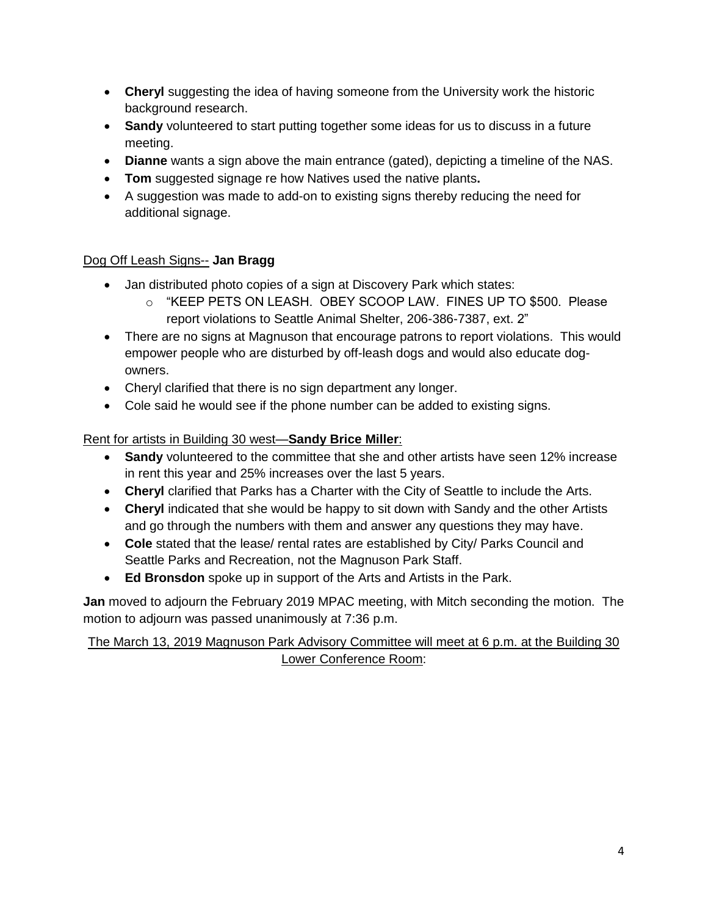- **Cheryl** suggesting the idea of having someone from the University work the historic background research.
- **Sandy** volunteered to start putting together some ideas for us to discuss in a future meeting.
- **Dianne** wants a sign above the main entrance (gated), depicting a timeline of the NAS.
- **Tom** suggested signage re how Natives used the native plants**.**
- A suggestion was made to add-on to existing signs thereby reducing the need for additional signage.

Dog Off Leash Signs-- **Jan Bragg**

- Jan distributed photo copies of a sign at Discovery Park which states:
    - "KEEP PETS ON LEASH. OBEY SCOOP LAW. FINES UP TO $500. Please report violations to Seattle Animal Shelter, 206-386-7387, ext. 2"
- There are no signs at Magnuson that encourage patrons to report violations. This would empower people who are disturbed by off-leash dogs and would also educate dog-owners.
- Cheryl clarified that there is no sign department any longer.
- Cole said he would see if the phone number can be added to existing signs.

Rent for artists in Building 30 west—**Sandy Brice Miller**:

- **Sandy** volunteered to the committee that she and other artists have seen 12% increase in rent this year and 25% increases over the last 5 years.
- **Cheryl** clarified that Parks has a Charter with the City of Seattle to include the Arts.
- **Cheryl** indicated that she would be happy to sit down with Sandy and the other Artists and go through the numbers with them and answer any questions they may have.
- **Cole** stated that the lease/ rental rates are established by City/ Parks Council and Seattle Parks and Recreation, not the Magnuson Park Staff.
- **Ed Bronsdon** spoke up in support of the Arts and Artists in the Park.

**Jan** moved to adjourn the February 2019 MPAC meeting, with Mitch seconding the motion. The motion to adjourn was passed unanimously at 7:36 p.m.

The March 13, 2019 Magnuson Park Advisory Committee will meet at 6 p.m. at the Building 30 Lower Conference Room: